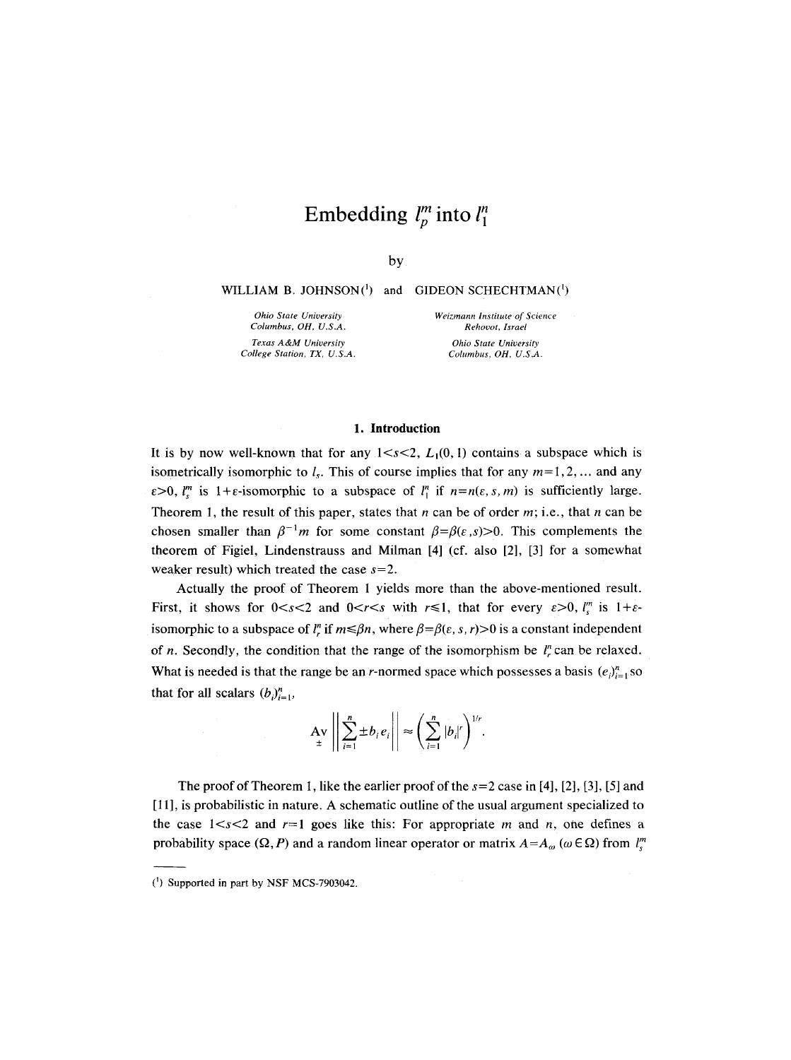# Embedding $l_p^m$ into $l_1^n$

by

WILLIAM B. JOHNSON[1] and GIDEON SCHECHTMAN[1]

*Ohio State University*
*Columbus, OH, U.S.A.*

*Texas A&M University*
*College Station, TX, U.S.A.*

*Weizmann Institute of Science*
*Rehovot, Israel*

*Ohio State University*
*Columbus, OH, U.S.A.*

## 1. Introduction

It is by now well-known that for any $1<s<2$, $L_1(0,1)$ contains a subspace which is isometrically isomorphic to $l_s$. This of course implies that for any $m=1,2,\ldots$ and any $\varepsilon>0$, $l_s^m$ is $1+\varepsilon$-isomorphic to a subspace of $l_1^n$ if $n=n(\varepsilon,s,m)$ is sufficiently large. Theorem 1, the result of this paper, states that $n$ can be of order $m$; i.e., that $n$ can be chosen smaller than $\beta^{-1}m$ for some constant $\beta=\beta(\varepsilon,s)>0$. This complements the theorem of Figiel, Lindenstrauss and Milman [4] (cf. also [2], [3] for a somewhat weaker result) which treated the case $s=2$.

Actually the proof of Theorem 1 yields more than the above-mentioned result. First, it shows for $0<s<2$ and $0<r<s$ with $r\leqslant 1$, that for every $\varepsilon>0$, $l_s^m$ is $1+\varepsilon$-isomorphic to a subspace of $l_r^n$ if $m\leqslant\beta n$, where $\beta=\beta(\varepsilon,s,r)>0$ is a constant independent of $n$. Secondly, the condition that the range of the isomorphism be $l_r^n$ can be relaxed. What is needed is that the range be an $r$-normed space which possesses a basis $(e_i)_{i=1}^n$ so that for all scalars $(b_i)_{i=1}^n$,

$$\operatorname*{Av}_{\pm}\left\|\sum_{i=1}^n \pm b_i e_i\right\| \approx \left(\sum_{i=1}^n |b_i|^r\right)^{1/r}.$$

The proof of Theorem 1, like the earlier proof of the $s=2$ case in [4], [2], [3], [5] and [11], is probabilistic in nature. A schematic outline of the usual argument specialized to the case $1<s<2$ and $r=1$ goes like this: For appropriate $m$ and $n$, one defines a probability space $(\Omega, P)$ and a random linear operator or matrix $A=A_\omega$ $(\omega\in\Omega)$ from $l_s^m$

---

[1] Supported in part by NSF MCS-7903042.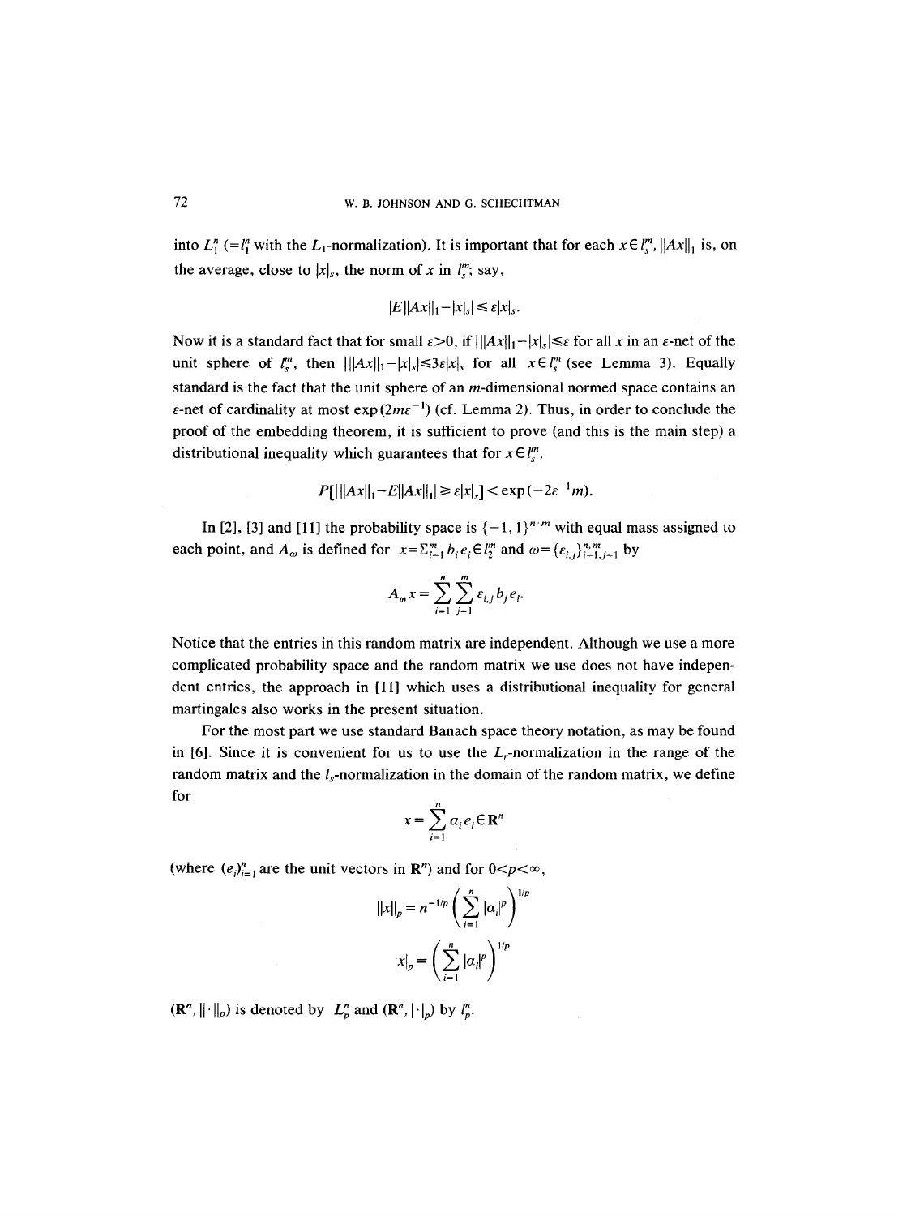into $L_1^n$ ($=l_1^n$ with the $L_1$-normalization). It is important that for each $x \in l_s^m$, $\|Ax\|_1$ is, on the average, close to $|x|_s$, the norm of $x$ in $l_s^m$; say,

$$|E\|Ax\|_1 - |x|_s| \leq \varepsilon |x|_s.$$

Now it is a standard fact that for small $\varepsilon > 0$, if $|\|Ax\|_1 - |x|_s| \leq \varepsilon$ for all $x$ in an $\varepsilon$-net of the unit sphere of $l_s^m$, then $|\|Ax\|_1 - |x|_s| \leq 3\varepsilon |x|_s$ for all $x \in l_s^m$ (see Lemma 3). Equally standard is the fact that the unit sphere of an $m$-dimensional normed space contains an $\varepsilon$-net of cardinality at most $\exp(2m\varepsilon^{-1})$ (cf. Lemma 2). Thus, in order to conclude the proof of the embedding theorem, it is sufficient to prove (and this is the main step) a distributional inequality which guarantees that for $x \in l_s^m$,

$$P[|\|Ax\|_1 - E\|Ax\|_1| \geq \varepsilon |x|_s] < \exp(-2\varepsilon^{-1} m).$$

In [2], [3] and [11] the probability space is $\{-1, 1\}^{n \cdot m}$ with equal mass assigned to each point, and $A_\omega$ is defined for $x = \sum_{i=1}^m b_i e_i \in l_2^m$ and $\omega = \{\varepsilon_{i,j}\}_{i=1,j=1}^{n,m}$ by

$$A_\omega x = \sum_{i=1}^n \sum_{j=1}^m \varepsilon_{i,j} b_j e_i.$$

Notice that the entries in this random matrix are independent. Although we use a more complicated probability space and the random matrix we use does not have independent entries, the approach in [11] which uses a distributional inequality for general martingales also works in the present situation.

For the most part we use standard Banach space theory notation, as may be found in [6]. Since it is convenient for us to use the $L_r$-normalization in the range of the random matrix and the $l_s$-normalization in the domain of the random matrix, we define for

$$x = \sum_{i=1}^n \alpha_i e_i \in \mathbf{R}^n$$

(where $(e_i)_{i=1}^n$ are the unit vectors in $\mathbf{R}^n$) and for $0 < p < \infty$,

$$\|x\|_p = n^{-1/p} \left( \sum_{i=1}^n |\alpha_i|^p \right)^{1/p}$$

$$|x|_p = \left( \sum_{i=1}^n |\alpha_i|^p \right)^{1/p}$$

$(\mathbf{R}^n, \|\cdot\|_p)$ is denoted by $L_p^n$ and $(\mathbf{R}^n, |\cdot|_p)$ by $l_p^n$.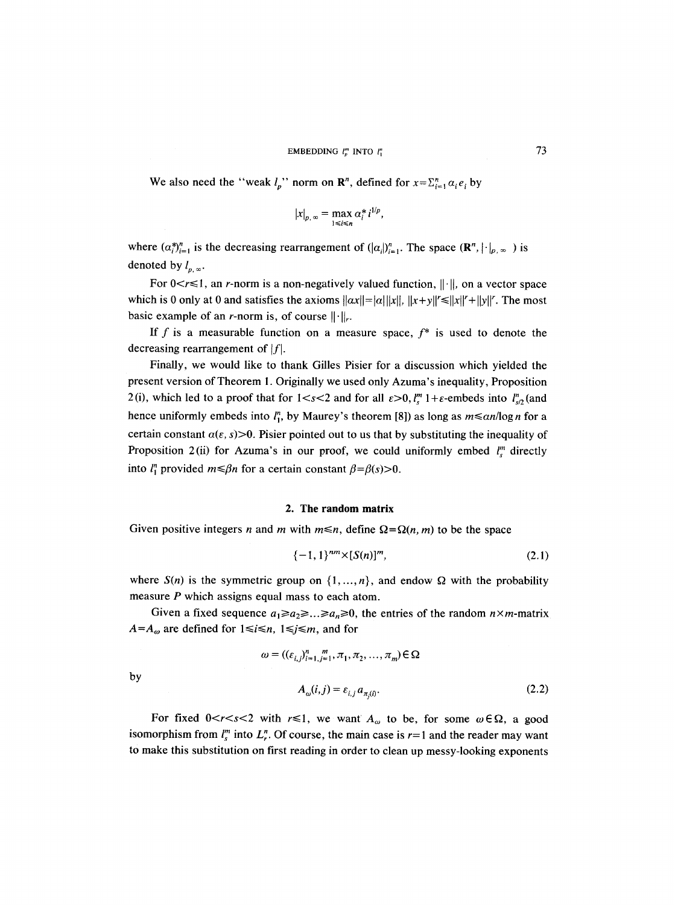We also need the "weak $l_p$" norm on $\mathbf{R}^n$, defined for $x=\sum_{i=1}^n \alpha_i e_i$ by

$$|x|_{p,\infty} = \max_{1\leq i\leq n} \alpha_i^* i^{1/p},$$

where $(\alpha_i^*)_{i=1}^n$ is the decreasing rearrangement of $(|\alpha_i|)_{i=1}^n$. The space $(\mathbf{R}^n, |\cdot|_{p,\infty})$ is denoted by $l_{p,\infty}$.

For $0<r\leq 1$, an $r$-norm is a non-negatively valued function, $\|\cdot\|$, on a vector space which is 0 only at 0 and satisfies the axioms $\|\alpha x\|=|\alpha|\,\|x\|$, $\|x+y\|^r\leq\|x\|^r+\|y\|^r$. The most basic example of an $r$-norm is, of course $\|\cdot\|_r$.

If $f$ is a measurable function on a measure space, $f^*$ is used to denote the decreasing rearrangement of $|f|$.

Finally, we would like to thank Gilles Pisier for a discussion which yielded the present version of Theorem 1. Originally we used only Azuma's inequality, Proposition 2 (i), which led to a proof that for $1<s<2$ and for all $\varepsilon>0$, $l_s^m$ $1+\varepsilon$-embeds into $l_{s/2}^n$ (and hence uniformly embeds into $l_1^n$, by Maurey's theorem [8]) as long as $m\leq \alpha n/\log n$ for a certain constant $\alpha(\varepsilon, s)>0$. Pisier pointed out to us that by substituting the inequality of Proposition 2 (ii) for Azuma's in our proof, we could uniformly embed $l_s^m$ directly into $l_1^n$ provided $m\leq\beta n$ for a certain constant $\beta=\beta(s)>0$.

## 2. The random matrix

Given positive integers $n$ and $m$ with $m\leq n$, define $\Omega=\Omega(n,m)$ to be the space

$$\{-1,1\}^{nm}\times[S(n)]^m, \tag{2.1}$$

where $S(n)$ is the symmetric group on $\{1,\dots,n\}$, and endow $\Omega$ with the probability measure $P$ which assigns equal mass to each atom.

Given a fixed sequence $a_1\geq a_2\geq\dots\geq a_n\geq 0$, the entries of the random $n\times m$-matrix $A=A_\omega$ are defined for $1\leq i\leq n$, $1\leq j\leq m$, and for

$$\omega = ((\varepsilon_{i,j})_{i=1,j=1}^{n\ \ m}, \pi_1, \pi_2, \dots, \pi_m)\in\Omega$$

by

$$A_\omega(i,j) = \varepsilon_{i,j}\, a_{\pi_j(i)}. \tag{2.2}$$

For fixed $0<r<s<2$ with $r\leq 1$, we want $A_\omega$ to be, for some $\omega\in\Omega$, a good isomorphism from $l_s^m$ into $L_r^n$. Of course, the main case is $r=1$ and the reader may want to make this substitution on first reading in order to clean up messy-looking exponents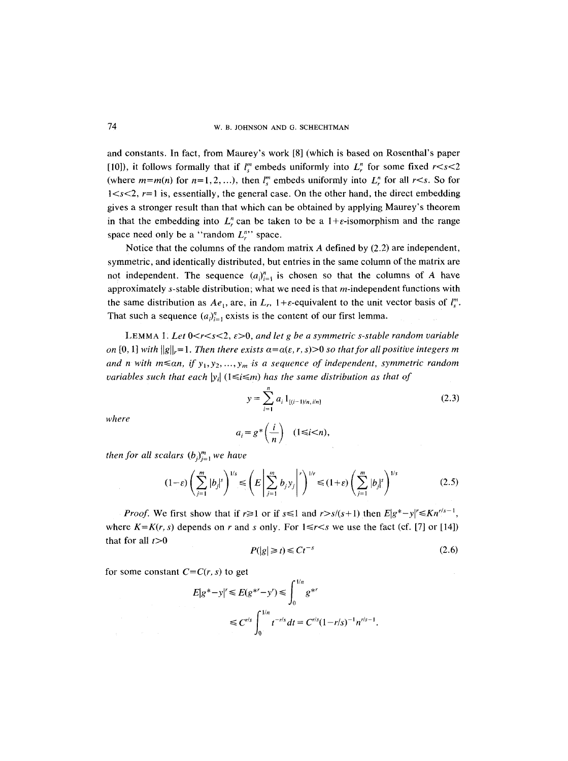and constants. In fact, from Maurey's work [8] (which is based on Rosenthal's paper [10]), it follows formally that if $l_s^m$ embeds uniformly into $L_r^n$ for some fixed $r<s<2$ (where $m=m(n)$ for $n=1,2,\ldots$), then $l_s^m$ embeds uniformly into $L_r^n$ for all $r<s$. So for $1<s<2$, $r=1$ is, essentially, the general case. On the other hand, the direct embedding gives a stronger result than that which can be obtained by applying Maurey's theorem in that the embedding into $L_r^n$ can be taken to be a $1+\varepsilon$-isomorphism and the range space need only be a "random $L_r^n$" space.

Notice that the columns of the random matrix $A$ defined by (2.2) are independent, symmetric, and identically distributed, but entries in the same column of the matrix are not independent. The sequence $(a_i)_{i=1}^n$ is chosen so that the columns of $A$ have approximately $s$-stable distribution; what we need is that $m$-independent functions with the same distribution as $Ae_1$, are, in $L_r$, $1+\varepsilon$-equivalent to the unit vector basis of $l_s^m$. That such a sequence $(a_i)_{i=1}^n$ exists is the content of our first lemma.

LEMMA 1. *Let $0<r<s<2$, $\varepsilon>0$, and let $g$ be a symmetric $s$-stable random variable on $[0,1]$ with $\|g\|_r=1$. Then there exists $\alpha=\alpha(\varepsilon,r,s)>0$ so that for all positive integers $m$ and $n$ with $m\leq\alpha n$, if $y_1,y_2,\ldots,y_m$ is a sequence of independent, symmetric random variables such that each $|y_i|$ $(1\leq i\leq m)$ has the same distribution as that of*

$$y=\sum_{i=1}^n a_i 1_{[(i-1)/n,\,i/n]} \tag{2.3}$$

*where*

$$a_i=g^*\left(\frac{i}{n}\right)\quad (1\leq i<n),$$

*then for all scalars $(b_j)_{j=1}^m$ we have*

$$(1-\varepsilon)\left(\sum_{j=1}^m |b_j|^s\right)^{1/s}\leq\left(E\left|\sum_{j=1}^m b_jy_j\right|^r\right)^{1/r}\leq(1+\varepsilon)\left(\sum_{j=1}^m |b_j|^s\right)^{1/s} \tag{2.5}$$

*Proof.* We first show that if $r\geq 1$ or if $s\leq 1$ and $r>s/(s+1)$ then $E|g^*-y|^r\leq Kn^{r/s-1}$, where $K=K(r,s)$ depends on $r$ and $s$ only. For $1\leq r<s$ we use the fact (cf. [7] or [14]) that for all $t>0$

$$P(|g|\geq t)\leq Ct^{-s} \tag{2.6}$$

for some constant $C=C(r,s)$ to get

$$E|g^*-y|^r\leq E(g^{*r}-y^r)\leq\int_0^{1/n} g^{*r}$$

$$\leq C^{r/s}\int_0^{1/n} t^{-r/s}\,dt=C^{r/s}(1-r/s)^{-1}n^{r/s-1}.$$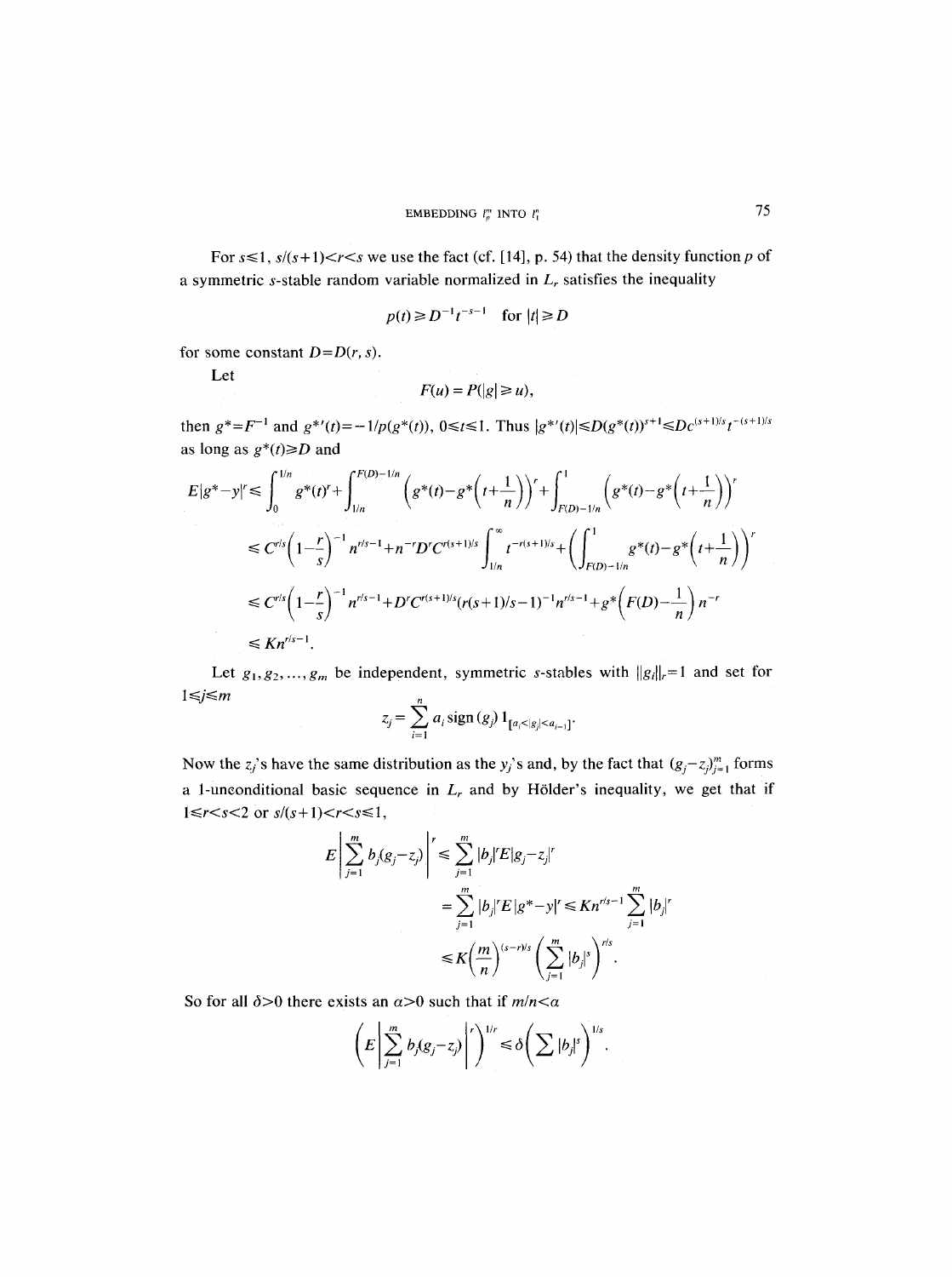For $s \leqslant 1$, $s/(s+1) < r < s$ we use the fact (cf. [14], p. 54) that the density function $p$ of a symmetric $s$-stable random variable normalized in $L_r$ satisfies the inequality

$$p(t) \geqslant D^{-1} t^{-s-1} \quad \text{for } |t| \geqslant D$$

for some constant $D = D(r, s)$.

Let

$$F(u) = P(|g| \geqslant u),$$

then $g^* = F^{-1}$ and $g^{*\prime}(t) = -1/p(g^*(t))$, $0 \leqslant t \leqslant 1$. Thus $|g^{*\prime}(t)| \leqslant D(g^*(t))^{s+1} \leqslant Dc^{(s+1)/s} t^{-(s+1)/s}$ as long as $g^*(t) \geqslant D$ and

$$\begin{aligned}
E|g^* - y|^r &\leqslant \int_0^{1/n} g^*(t)^r + \int_{1/n}^{F(D)-1/n} \left( g^*(t) - g^*\left(t + \frac{1}{n}\right)\right)^r + \int_{F(D)-1/n}^{1} \left( g^*(t) - g^*\left(t + \frac{1}{n}\right)\right)^r \\
&\leqslant C^{r/s}\left(1 - \frac{r}{s}\right)^{-1} n^{r/s-1} + n^{-r} D^r C^{r(s+1)/s} \int_{1/n}^{\infty} t^{-r(s+1)/s} + \left( \int_{F(D)-1/n}^{1} g^*(t) - g^*\left(t + \frac{1}{n}\right)\right)^r \\
&\leqslant C^{r/s}\left(1 - \frac{r}{s}\right)^{-1} n^{r/s-1} + D^r C^{r(s+1)/s} (r(s+1)/s - 1)^{-1} n^{r/s-1} + g^*\left(F(D) - \frac{1}{n}\right) n^{-r} \\
&\leqslant K n^{r/s-1}.
\end{aligned}$$

Let $g_1, g_2, \ldots, g_m$ be independent, symmetric $s$-stables with $\|g_i\|_r = 1$ and set for $1 \leqslant j \leqslant m$

$$z_j = \sum_{i=1}^{n} a_i \operatorname{sign}(g_j) 1_{[a_i < |g_j| < a_{i-1}]}.$$

Now the $z_j$'s have the same distribution as the $y_j$'s and, by the fact that $(g_j - z_j)_{j=1}^m$ forms a 1-unconditional basic sequence in $L_r$ and by Hölder's inequality, we get that if $1 \leqslant r < s < 2$ or $s/(s+1) < r < s \leqslant 1$,

$$\begin{aligned}
E\left|\sum_{j=1}^{m} b_j (g_j - z_j)\right|^r &\leqslant \sum_{j=1}^{m} |b_j|^r E|g_j - z_j|^r \\
&= \sum_{j=1}^{m} |b_j|^r E|g^* - y|^r \leqslant K n^{r/s-1} \sum_{j=1}^{m} |b_j|^r \\
&\leqslant K\left(\frac{m}{n}\right)^{(s-r)/s} \left(\sum_{j=1}^{m} |b_j|^s\right)^{r/s}.
\end{aligned}$$

So for all $\delta > 0$ there exists an $\alpha > 0$ such that if $m/n < \alpha$

$$\left(E\left|\sum_{j=1}^{m} b_j (g_j - z_j)\right|^r\right)^{1/r} \leqslant \delta \left(\sum |b_j|^s\right)^{1/s}.$$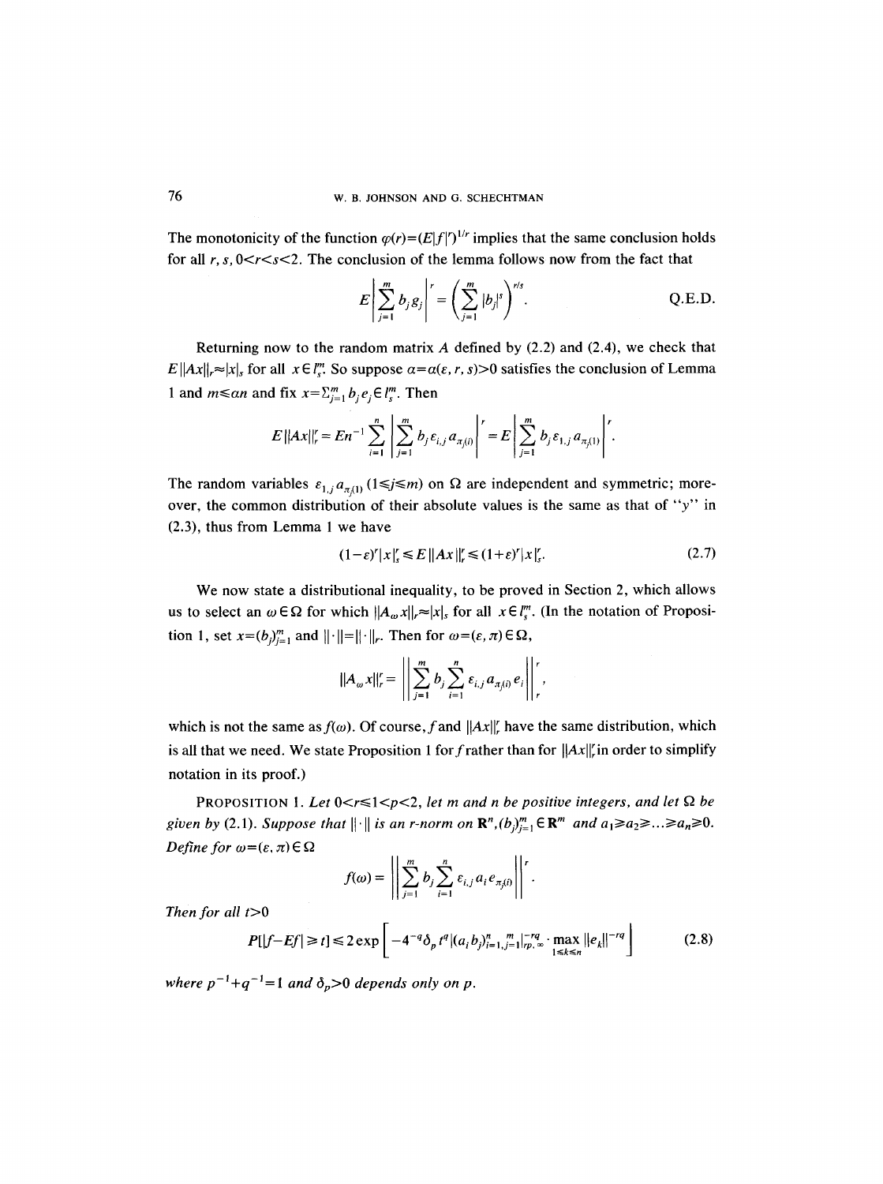The monotonicity of the function $\varphi(r)=(E|f|^r)^{1/r}$ implies that the same conclusion holds for all $r, s, 0<r<s<2$. The conclusion of the lemma follows now from the fact that

$$E\left|\sum_{j=1}^{m} b_j g_j\right|^r = \left(\sum_{j=1}^{m} |b_j|^s\right)^{r/s}. \qquad \text{Q.E.D.}$$

Returning now to the random matrix $A$ defined by (2.2) and (2.4), we check that $E\|Ax\|_r \approx |x|_s$ for all $x \in l_s^m$. So suppose $\alpha=\alpha(\varepsilon, r, s)>0$ satisfies the conclusion of Lemma 1 and $m \leq \alpha n$ and fix $x=\Sigma_{j=1}^m b_j e_j \in l_s^m$. Then

$$E\|Ax\|_r^r = En^{-1}\sum_{i=1}^{n}\left|\sum_{j=1}^{m} b_j \varepsilon_{i,j} a_{\pi_j(i)}\right|^r = E\left|\sum_{j=1}^{m} b_j \varepsilon_{1,j} a_{\pi_j(1)}\right|^r.$$

The random variables $\varepsilon_{1,j}a_{\pi_j(1)}$ $(1 \leq j \leq m)$ on $\Omega$ are independent and symmetric; moreover, the common distribution of their absolute values is the same as that of "$y$" in (2.3), thus from Lemma 1 we have

$$(1-\varepsilon)^r|x|_s^r \leq E\|Ax\|_r^r \leq (1+\varepsilon)^r|x|_s^r. \tag{2.7}$$

We now state a distributional inequality, to be proved in Section 2, which allows us to select an $\omega \in \Omega$ for which $\|A_\omega x\|_r \approx |x|_s$ for all $x \in l_s^m$. (In the notation of Proposition 1, set $x=(b_j)_{j=1}^m$ and $\|\cdot\|=\|\cdot\|_r$. Then for $\omega=(\varepsilon, \pi) \in \Omega$,

$$\|A_\omega x\|_r^r = \left\|\sum_{j=1}^{m} b_j \sum_{i=1}^{n} \varepsilon_{i,j} a_{\pi_j(i)} e_i\right\|_r^r,$$

which is not the same as $f(\omega)$. Of course, $f$ and $\|Ax\|_r^r$ have the same distribution, which is all that we need. We state Proposition 1 for $f$ rather than for $\|Ax\|_r^r$ in order to simplify notation in its proof.)

PROPOSITION 1. *Let $0<r\leq 1<p<2$, let $m$ and $n$ be positive integers, and let $\Omega$ be given by (2.1). Suppose that $\|\cdot\|$ is an $r$-norm on $\mathbf{R}^n$, $(b_j)_{j=1}^m \in \mathbf{R}^m$ and $a_1 \geq a_2 \geq \ldots \geq a_n \geq 0$. Define for $\omega=(\varepsilon, \pi) \in \Omega$*

$$f(\omega) = \left\|\sum_{j=1}^{m} b_j \sum_{i=1}^{n} \varepsilon_{i,j} a_i e_{\pi_j(i)}\right\|^r.$$

*Then for all $t>0$*

$$P[|f-Ef| \geq t] \leq 2\exp\left[-4^{-q}\delta_p t^q |(a_i b_j)_{i=1,j=1}^{n\ \ m}|_{rp,\infty}^{-rq} \cdot \max_{1\leq k\leq n}\|e_k\|^{-rq}\right] \tag{2.8}$$

*where $p^{-1}+q^{-1}=1$ and $\delta_p>0$ depends only on $p$.*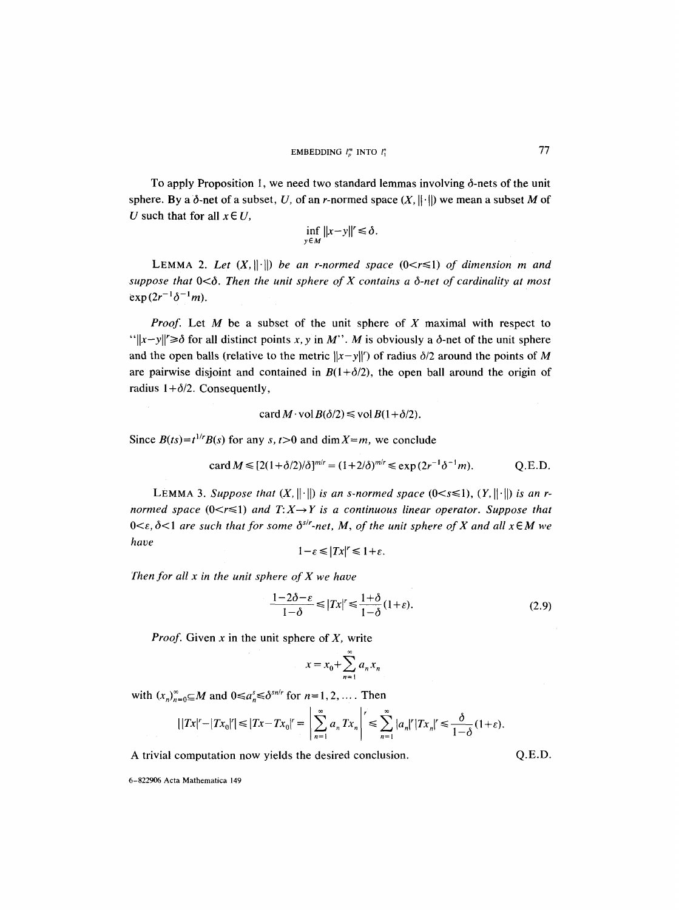To apply Proposition 1, we need two standard lemmas involving $\delta$-nets of the unit sphere. By a $\delta$-net of a subset, $U$, of an $r$-normed space $(X, \|\cdot\|)$ we mean a subset $M$ of $U$ such that for all $x \in U$,

$$\inf_{y \in M} \|x-y\|^r \leq \delta.$$

LEMMA 2. *Let $(X, \|\cdot\|)$ be an $r$-normed space $(0<r\leq 1)$ of dimension $m$ and suppose that $0<\delta$. Then the unit sphere of $X$ contains a $\delta$-net of cardinality at most $\exp(2r^{-1}\delta^{-1}m)$.*

*Proof.* Let $M$ be a subset of the unit sphere of $X$ maximal with respect to "$\|x-y\|^r \geq \delta$ for all distinct points $x, y$ in $M$". $M$ is obviously a $\delta$-net of the unit sphere and the open balls (relative to the metric $\|x-y\|^r$) of radius $\delta/2$ around the points of $M$ are pairwise disjoint and contained in $B(1+\delta/2)$, the open ball around the origin of radius $1+\delta/2$. Consequently,

$$\operatorname{card} M \cdot \operatorname{vol} B(\delta/2) \leq \operatorname{vol} B(1+\delta/2).$$

Since $B(ts) = t^{1/r}B(s)$ for any $s, t>0$ and $\dim X = m$, we conclude

$$\operatorname{card} M \leq [2(1+\delta/2)/\delta]^{m/r} = (1+2/\delta)^{m/r} \leq \exp(2r^{-1}\delta^{-1}m). \qquad \text{Q.E.D.}$$

LEMMA 3. *Suppose that $(X, \|\cdot\|)$ is an $s$-normed space $(0<s\leq 1)$, $(Y, \|\cdot\|)$ is an $r$-normed space $(0<r\leq 1)$ and $T: X \to Y$ is a continuous linear operator. Suppose that $0<\varepsilon, \delta<1$ are such that for some $\delta^{s/r}$-net, $M$, of the unit sphere of $X$ and all $x \in M$ we have*

$$1-\varepsilon \leq |Tx|^r \leq 1+\varepsilon.$$

*Then for all $x$ in the unit sphere of $X$ we have*

$$\frac{1-2\delta-\varepsilon}{1-\delta} \leq |Tx|^r \leq \frac{1+\delta}{1-\delta}(1+\varepsilon). \tag{2.9}$$

*Proof.* Given $x$ in the unit sphere of $X$, write

$$x = x_0 + \sum_{n=1}^{\infty} a_n x_n$$

with $(x_n)_{n=0}^{\infty} \subseteq M$ and $0 \leq a_n^s \leq \delta^{sn/r}$ for $n = 1, 2, \ldots$. Then

$$\left| |Tx|^r - |Tx_0|^r \right| \leq |Tx - Tx_0|^r = \left| \sum_{n=1}^{\infty} a_n Tx_n \right|^r \leq \sum_{n=1}^{\infty} |a_n|^r |Tx_n|^r \leq \frac{\delta}{1-\delta}(1+\varepsilon).$$

A trivial computation now yields the desired conclusion. Q.E.D.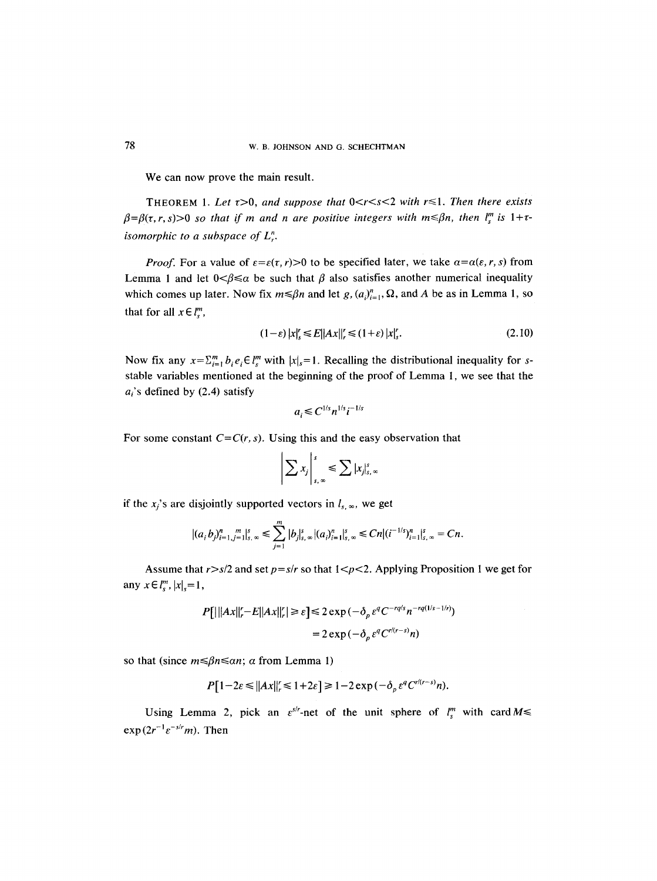We can now prove the main result.

THEOREM 1. *Let $\tau>0$, and suppose that $0<r<s<2$ with $r\leq 1$. Then there exists $\beta=\beta(\tau, r, s)>0$ so that if $m$ and $n$ are positive integers with $m\leq\beta n$, then $l_s^m$ is $1+\tau$-isomorphic to a subspace of $L_r^n$.*

*Proof.* For a value of $\varepsilon=\varepsilon(\tau, r)>0$ to be specified later, we take $\alpha=\alpha(\varepsilon, r, s)$ from Lemma 1 and let $0<\beta\leq\alpha$ be such that $\beta$ also satisfies another numerical inequality which comes up later. Now fix $m\leq\beta n$ and let $g$, $(a_i)_{i=1}^n$, $\Omega$, and $A$ be as in Lemma 1, so that for all $x\in l_s^m$,

$$(1-\varepsilon)\,|x|_s^r\leq E\|Ax\|_r^r\leq(1+\varepsilon)\,|x|_s^r. \tag{2.10}$$

Now fix any $x=\sum_{i=1}^m b_i e_i\in l_s^m$ with $|x|_s=1$. Recalling the distributional inequality for $s$-stable variables mentioned at the beginning of the proof of Lemma 1, we see that the $a_i$'s defined by (2.4) satisfy

$$a_i\leq C^{1/s}n^{1/s}i^{-1/s}$$

For some constant $C=C(r, s)$. Using this and the easy observation that

$$\left|\sum x_j\right|_{s,\infty}^s\leq\sum|x_j|_{s,\infty}^s$$

if the $x_j$'s are disjointly supported vectors in $l_{s,\infty}$, we get

$$|(a_i b_j)_{i=1,j=1}^{n\ \ m}|_{s,\infty}^s\leq\sum_{j=1}^m|b_j|_{s,\infty}^s|(a_i)_{i=1}^n|_{s,\infty}^s\leq Cn|(i^{-1/s})_{i=1}^n|_{s,\infty}^s=Cn.$$

Assume that $r>s/2$ and set $p=s/r$ so that $1<p<2$. Applying Proposition 1 we get for any $x\in l_s^m$, $|x|_s=1$,

$$\begin{aligned}P[|\,\|Ax\|_r^r-E\|Ax\|_r^r|\geq\varepsilon]&\leq 2\exp(-\delta_p\varepsilon^q C^{-rq/s}n^{-rq(1/s-1/r)})\\&=2\exp(-\delta_p\varepsilon^q C^{r/(r-s)}n)\end{aligned}$$

so that (since $m\leq\beta n\leq\alpha n$; $\alpha$ from Lemma 1)

$$P[1-2\varepsilon\leq\|Ax\|_r^r\leq 1+2\varepsilon]\geq 1-2\exp(-\delta_p\varepsilon^q C^{r/(r-s)}n).$$

Using Lemma 2, pick an $\varepsilon^{s/r}$-net of the unit sphere of $l_s^m$ with $\operatorname{card} M\leq\exp(2r^{-1}\varepsilon^{-s/r}m)$. Then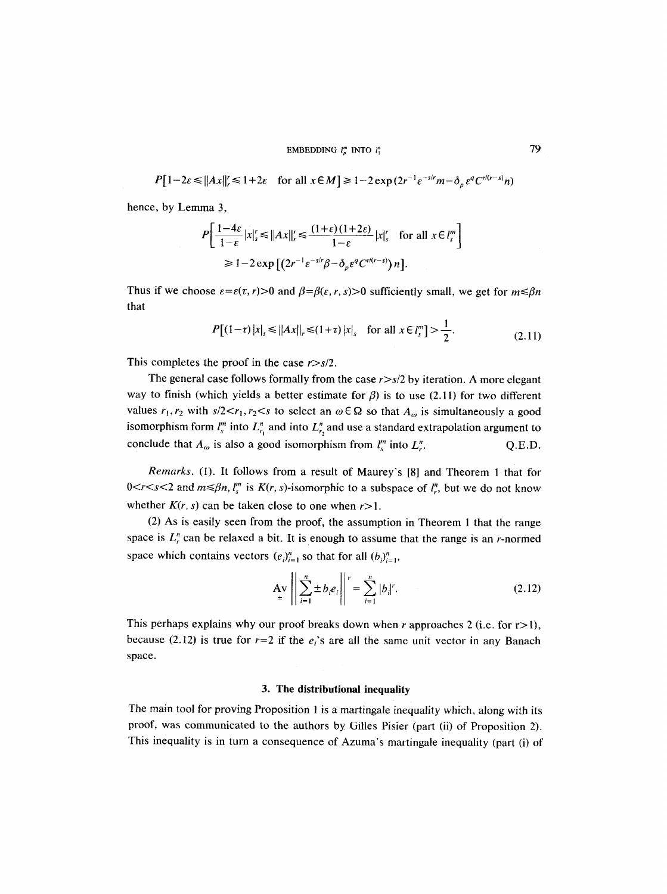$$P[1-2\varepsilon \leq \|Ax\|_r^r \leq 1+2\varepsilon \quad \text{for all } x \in M] \geq 1-2\exp(2r^{-1}\varepsilon^{-s/r}m-\delta_p \varepsilon^q C^{r/(r-s)}n)$$

hence, by Lemma 3,

$$P\left[\frac{1-4\varepsilon}{1-\varepsilon}|x|_s^r \leq \|Ax\|_r^r \leq \frac{(1+\varepsilon)(1+2\varepsilon)}{1-\varepsilon}|x|_s^r \quad \text{for all } x \in l_s^m\right]$$
$$\geq 1-2\exp\left[(2r^{-1}\varepsilon^{-s/r}\beta-\delta_p \varepsilon^q C^{r/(r-s)})n\right].$$

Thus if we choose $\varepsilon=\varepsilon(\tau, r)>0$ and $\beta=\beta(\varepsilon, r, s)>0$ sufficiently small, we get for $m \leq \beta n$ that

$$P[(1-\tau)|x|_s \leq \|Ax\|_r \leq (1+\tau)|x|_s \quad \text{for all } x \in l_s^m] > \frac{1}{2}. \tag{2.11}$$

This completes the proof in the case $r>s/2$.

The general case follows formally from the case $r>s/2$ by iteration. A more elegant way to finish (which yields a better estimate for $\beta$) is to use (2.11) for two different values $r_1, r_2$ with $s/2<r_1, r_2<s$ to select an $\omega \in \Omega$ so that $A_\omega$ is simultaneously a good isomorphism form $l_s^m$ into $L_{r_1}^n$ and into $L_{r_2}^n$ and use a standard extrapolation argument to conclude that $A_\omega$ is also a good isomorphism from $l_s^m$ into $L_r^n$. Q.E.D.

*Remarks.* (1). It follows from a result of Maurey's [8] and Theorem 1 that for $0<r<s<2$ and $m \leq \beta n$, $l_s^m$ is $K(r, s)$-isomorphic to a subspace of $l_r^n$, but we do not know whether $K(r, s)$ can be taken close to one when $r>1$.

(2) As is easily seen from the proof, the assumption in Theorem 1 that the range space is $L_r^n$ can be relaxed a bit. It is enough to assume that the range is an $r$-normed space which contains vectors $(e_i)_{i=1}^n$ so that for all $(b_i)_{i=1}^n$,

$$\operatorname*{Av}_{\pm}\left\|\sum_{i=1}^n \pm b_i e_i\right\|^r = \sum_{i=1}^n |b_i|^r. \tag{2.12}$$

This perhaps explains why our proof breaks down when $r$ approaches 2 (i.e. for $r>1$), because (2.12) is true for $r=2$ if the $e_i$'s are all the same unit vector in any Banach space.

## 3. The distributional inequality

The main tool for proving Proposition 1 is a martingale inequality which, along with its proof, was communicated to the authors by Gilles Pisier (part (ii) of Proposition 2). This inequality is in turn a consequence of Azuma's martingale inequality (part (i) of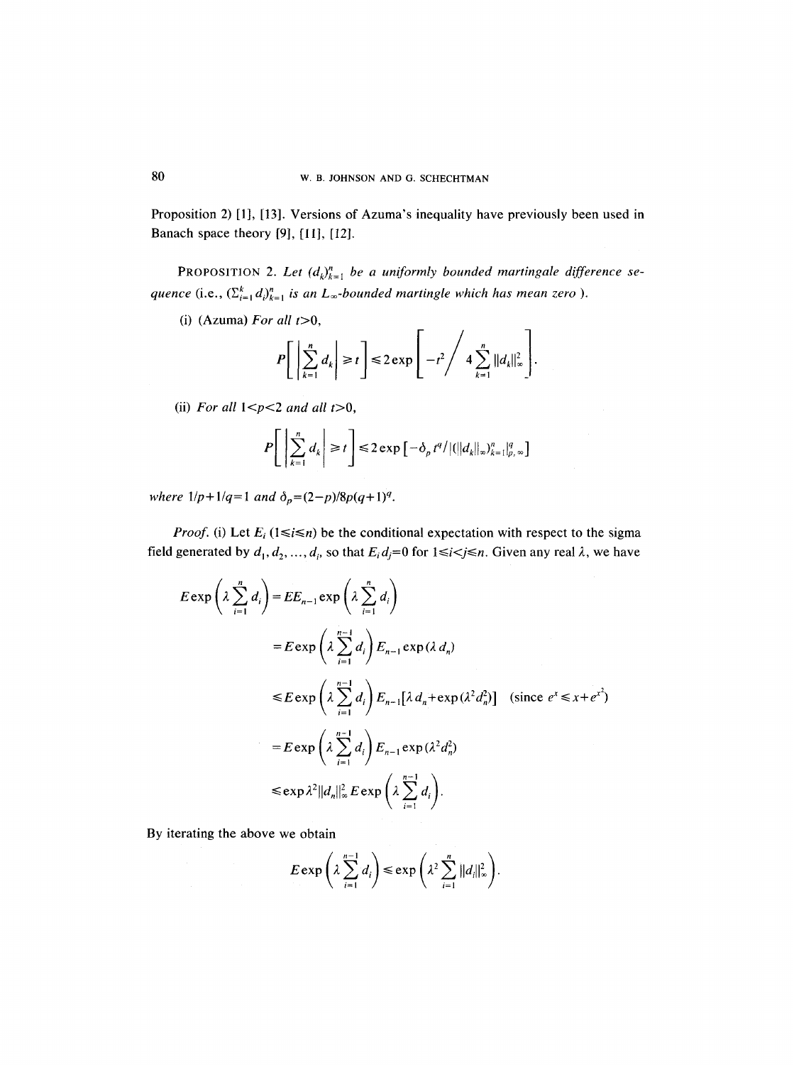Proposition 2) [1], [13]. Versions of Azuma's inequality have previously been used in Banach space theory [9], [11], [12].

PROPOSITION 2. *Let $(d_k)_{k=1}^n$ be a uniformly bounded martingale difference sequence* (i.e., $(\sum_{i=1}^k d_i)_{k=1}^n$ *is an $L_\infty$-bounded martingle which has mean zero* ).

(i) (Azuma) *For all $t>0$,*

$$P\left[\left|\sum_{k=1}^n d_k\right| \geq t\right] \leq 2\exp\left[-t^2 \Big/ 4\sum_{k=1}^n \|d_k\|_\infty^2\right].$$

(ii) *For all $1<p<2$ and all $t>0$,*

$$P\left[\left|\sum_{k=1}^n d_k\right| \geq t\right] \leq 2\exp\left[-\delta_p t^q / |(\|d_k\|_\infty)_{k=1}^n|_{p,\infty}^q\right]$$

*where $1/p+1/q=1$ and $\delta_p=(2-p)/8p(q+1)^q$.*

*Proof.* (i) Let $E_i$ $(1\leq i\leq n)$ be the conditional expectation with respect to the sigma field generated by $d_1, d_2, \ldots, d_i$, so that $E_i d_j=0$ for $1\leq i<j\leq n$. Given any real $\lambda$, we have

$$\begin{aligned}
E\exp\left(\lambda\sum_{i=1}^n d_i\right) &= EE_{n-1}\exp\left(\lambda\sum_{i=1}^n d_i\right)\\
&= E\exp\left(\lambda\sum_{i=1}^{n-1} d_i\right)E_{n-1}\exp(\lambda d_n)\\
&\leq E\exp\left(\lambda\sum_{i=1}^{n-1} d_i\right)E_{n-1}[\lambda d_n+\exp(\lambda^2 d_n^2)] \quad (\text{since } e^x\leq x+e^{x^2})\\
&= E\exp\left(\lambda\sum_{i=1}^{n-1} d_i\right)E_{n-1}\exp(\lambda^2 d_n^2)\\
&\leq \exp\lambda^2\|d_n\|_\infty^2\, E\exp\left(\lambda\sum_{i=1}^{n-1} d_i\right).
\end{aligned}$$

By iterating the above we obtain

$$E\exp\left(\lambda\sum_{i=1}^{n-1} d_i\right) \leq \exp\left(\lambda^2\sum_{i=1}^n \|d_i\|_\infty^2\right).$$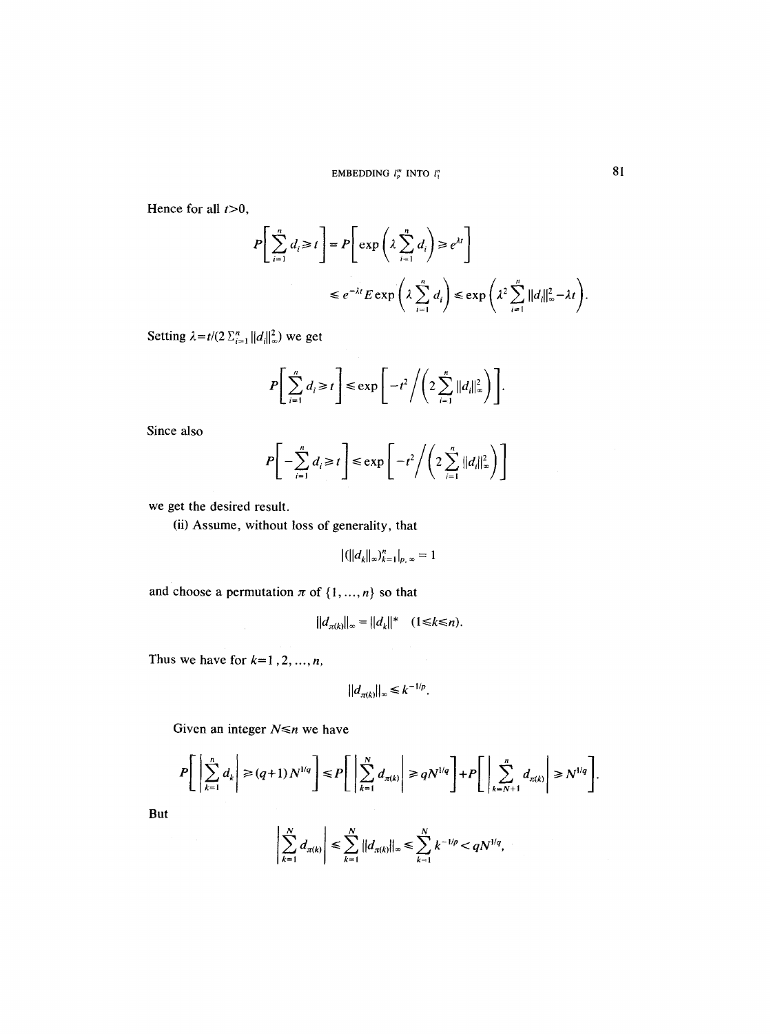Hence for all $t>0$,

$$P\left[\sum_{i=1}^{n} d_i \geqslant t\right] = P\left[\exp\left(\lambda \sum_{i=1}^{n} d_i\right) \geqslant e^{\lambda t}\right]$$

$$\leqslant e^{-\lambda t} E \exp\left(\lambda \sum_{i=1}^{n} d_i\right) \leqslant \exp\left(\lambda^2 \sum_{i=1}^{n} \|d_i\|_\infty^2 - \lambda t\right).$$

Setting $\lambda = t/(2\sum_{i=1}^{n} \|d_i\|_\infty^2)$ we get

$$P\left[\sum_{i=1}^{n} d_i \geqslant t\right] \leqslant \exp\left[-t^2 \Big/ \left(2\sum_{i=1}^{n} \|d_i\|_\infty^2\right)\right].$$

Since also

$$P\left[-\sum_{i=1}^{n} d_i \geqslant t\right] \leqslant \exp\left[-t^2 \Big/ \left(2\sum_{i=1}^{n} \|d_i\|_\infty^2\right)\right]$$

we get the desired result.

(ii) Assume, without loss of generality, that

$$|(\|d_k\|_\infty)_{k=1}^n|_{p,\infty} = 1$$

and choose a permutation $\pi$ of $\{1, \ldots, n\}$ so that

$$\|d_{\pi(k)}\|_\infty = \|d_k\|^* \quad (1 \leqslant k \leqslant n).$$

Thus we have for $k = 1, 2, \ldots, n$,

$$\|d_{\pi(k)}\|_\infty \leqslant k^{-1/p}.$$

Given an integer $N \leqslant n$ we have

$$P\left[\left|\sum_{k=1}^{n} d_k\right| \geqslant (q+1)N^{1/q}\right] \leqslant P\left[\left|\sum_{k=1}^{N} d_{\pi(k)}\right| \geqslant qN^{1/q}\right] + P\left[\left|\sum_{k=N+1}^{n} d_{\pi(k)}\right| \geqslant N^{1/q}\right].$$

But

$$\left|\sum_{k=1}^{N} d_{\pi(k)}\right| \leqslant \sum_{k=1}^{N} \|d_{\pi(k)}\|_\infty \leqslant \sum_{k=1}^{N} k^{-1/p} < qN^{1/q},$$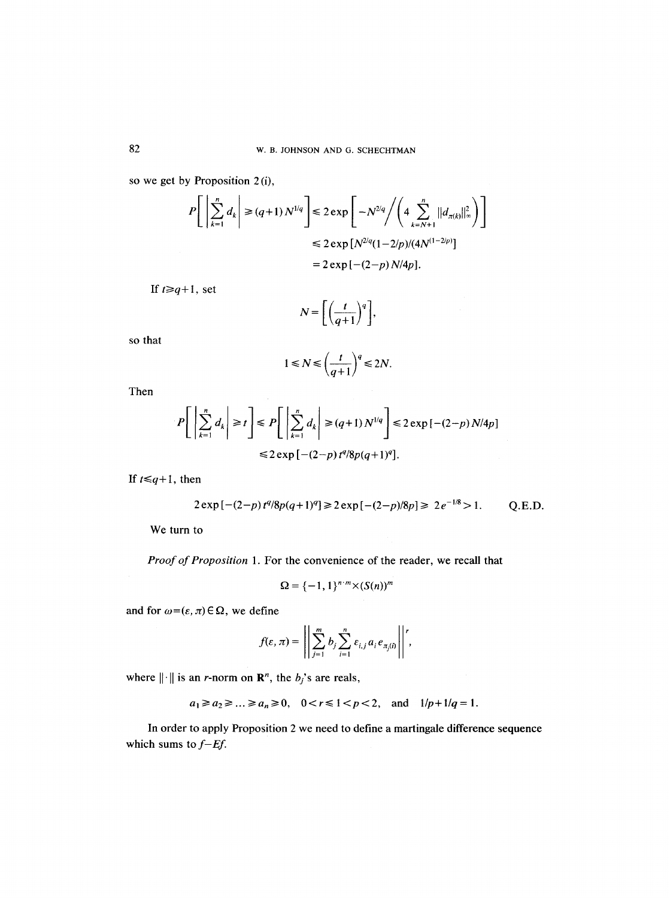so we get by Proposition 2 (i),

$$P\left[\left|\sum_{k=1}^{n} d_k\right| \geqslant (q+1)N^{1/q}\right] \leqslant 2\exp\left[-N^{2/q}\Big/\left(4\sum_{k=N+1}^{n}\|d_{\pi(k)}\|_\infty^2\right)\right]$$

$$\leqslant 2\exp\left[N^{2/q}(1-2/p)/(4N^{(1-2/p)})\right]$$

$$= 2\exp\left[-(2-p)N/4p\right].$$

If $t \geqslant q+1$, set

$$N = \left[\left(\frac{t}{q+1}\right)^q\right],$$

so that

$$1 \leqslant N \leqslant \left(\frac{t}{q+1}\right)^q \leqslant 2N.$$

Then

$$P\left[\left|\sum_{k=1}^{n} d_k\right| \geqslant t\right] \leqslant P\left[\left|\sum_{k=1}^{n} d_k\right| \geqslant (q+1)N^{1/q}\right] \leqslant 2\exp\left[-(2-p)N/4p\right]$$

$$\leqslant 2\exp\left[-(2-p)t^q/8p(q+1)^q\right].$$

If $t \leqslant q+1$, then

$$2\exp\left[-(2-p)t^q/8p(q+1)^q\right] \geqslant 2\exp\left[-(2-p)/8p\right] \geqslant 2e^{-1/8} > 1. \qquad \text{Q.E.D.}$$

We turn to

*Proof of Proposition* 1. For the convenience of the reader, we recall that

$$\Omega = \{-1, 1\}^{n \cdot m} \times (S(n))^m$$

and for $\omega = (\varepsilon, \pi) \in \Omega$, we define

$$f(\varepsilon, \pi) = \left\|\sum_{j=1}^{m} b_j \sum_{i=1}^{n} \varepsilon_{i,j} a_i e_{\pi_j(i)}\right\|^r,$$

where $\|\cdot\|$ is an $r$-norm on $\mathbf{R}^n$, the $b_j$'s are reals,

$$a_1 \geqslant a_2 \geqslant \ldots \geqslant a_n \geqslant 0, \quad 0 < r \leqslant 1 < p < 2, \quad \text{and} \quad 1/p + 1/q = 1.$$

In order to apply Proposition 2 we need to define a martingale difference sequence which sums to $f - Ef$.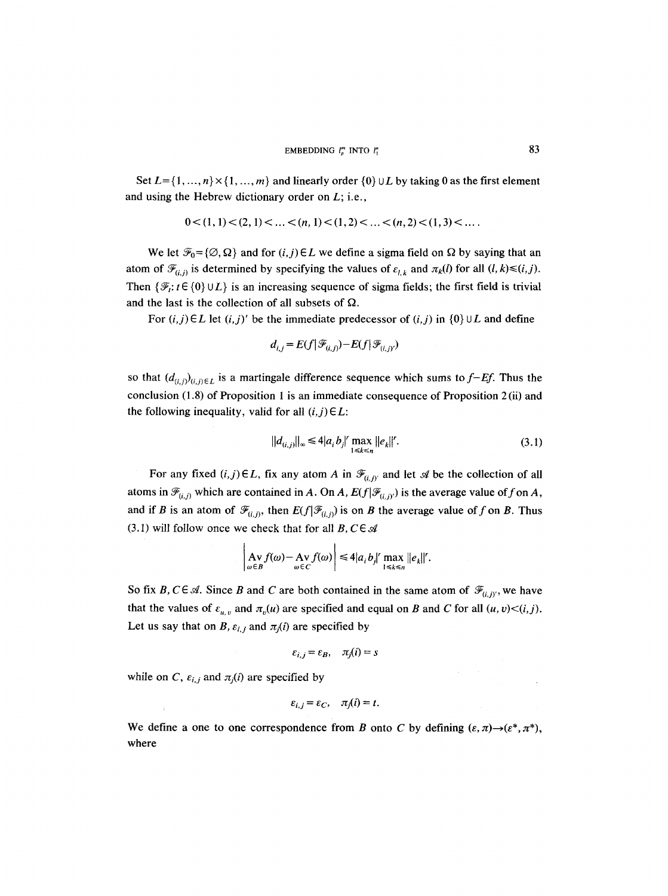Set $L=\{1,\ldots,n\}\times\{1,\ldots,m\}$ and linearly order $\{0\}\cup L$ by taking 0 as the first element and using the Hebrew dictionary order on $L$; i.e.,

$$0<(1,1)<(2,1)<\ldots<(n,1)<(1,2)<\ldots<(n,2)<(1,3)<\ldots.$$

We let $\mathscr{F}_0=\{\varnothing,\Omega\}$ and for $(i,j)\in L$ we define a sigma field on $\Omega$ by saying that an atom of $\mathscr{F}_{(i,j)}$ is determined by specifying the values of $\varepsilon_{l,k}$ and $\pi_k(l)$ for all $(l,k)\leqslant(i,j)$. Then $\{\mathscr{F}_t: t\in\{0\}\cup L\}$ is an increasing sequence of sigma fields; the first field is trivial and the last is the collection of all subsets of $\Omega$.

For $(i,j)\in L$ let $(i,j)'$ be the immediate predecessor of $(i,j)$ in $\{0\}\cup L$ and define

$$d_{i,j}=E(f\,|\,\mathscr{F}_{(i,j)})-E(f\,|\,\mathscr{F}_{(i,j)'})$$

so that $(d_{(i,j)})_{(i,j)\in L}$ is a martingale difference sequence which sums to $f-Ef$. Thus the conclusion (1.8) of Proposition 1 is an immediate consequence of Proposition 2 (ii) and the following inequality, valid for all $(i,j)\in L$:

$$\|d_{(i,j)}\|_\infty\leqslant 4|a_ib_j|^r\max_{1\leqslant k\leqslant n}\|e_k\|^r. \tag{3.1}$$

For any fixed $(i,j)\in L$, fix any atom $A$ in $\mathscr{F}_{(i,j)'}$ and let $\mathscr{A}$ be the collection of all atoms in $\mathscr{F}_{(i,j)}$ which are contained in $A$. On $A$, $E(f\,|\,\mathscr{F}_{(i,j)'})$ is the average value of $f$ on $A$, and if $B$ is an atom of $\mathscr{F}_{(i,j)}$, then $E(f\,|\,\mathscr{F}_{(i,j)})$ is on $B$ the average value of $f$ on $B$. Thus (3.1) will follow once we check that for all $B,C\in\mathscr{A}$

$$\left|\operatorname*{Av}_{\omega\in B}f(\omega)-\operatorname*{Av}_{\omega\in C}f(\omega)\right|\leqslant 4|a_ib_j|^r\max_{1\leqslant k\leqslant n}\|e_k\|^r.$$

So fix $B,C\in\mathscr{A}$. Since $B$ and $C$ are both contained in the same atom of $\mathscr{F}_{(i,j)'}$, we have that the values of $\varepsilon_{u,v}$ and $\pi_v(u)$ are specified and equal on $B$ and $C$ for all $(u,v)<(i,j)$. Let us say that on $B$, $\varepsilon_{i,j}$ and $\pi_j(i)$ are specified by

$$\varepsilon_{i,j}=\varepsilon_B,\quad \pi_j(i)=s$$

while on $C$, $\varepsilon_{i,j}$ and $\pi_j(i)$ are specified by

$$\varepsilon_{i,j}=\varepsilon_C,\quad \pi_j(i)=t.$$

We define a one to one correspondence from $B$ onto $C$ by defining $(\varepsilon,\pi)\to(\varepsilon^*,\pi^*)$, where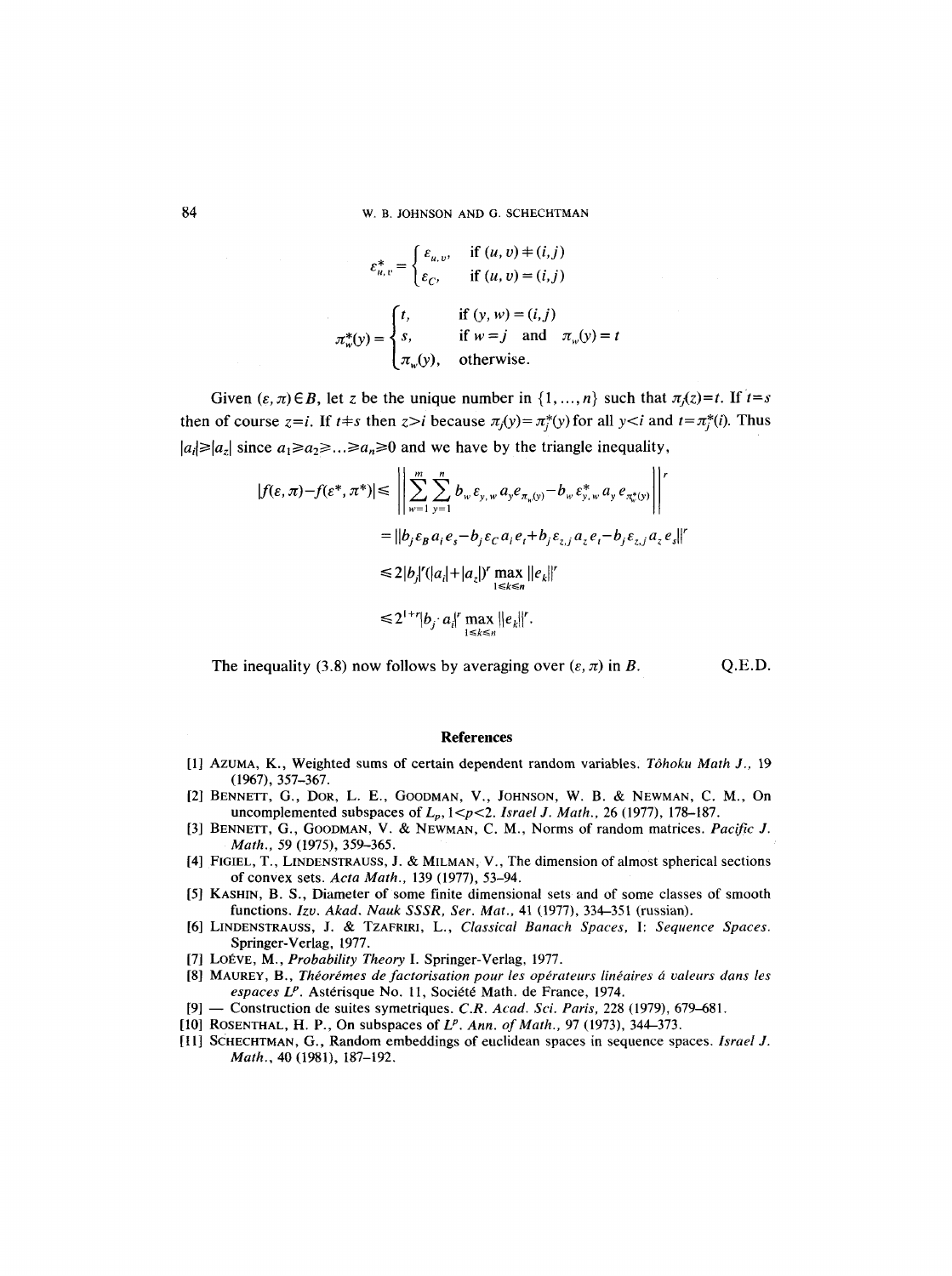$$\varepsilon^*_{u,v} = \begin{cases} \varepsilon_{u,v}, & \text{if } (u,v) \neq (i,j) \\ \varepsilon_C, & \text{if } (u,v) = (i,j) \end{cases}$$

$$\pi^*_w(y) = \begin{cases} t, & \text{if } (y,w) = (i,j) \\ s, & \text{if } w = j \text{ and } \pi_w(y) = t \\ \pi_w(y), & \text{otherwise.} \end{cases}$$

Given $(\varepsilon, \pi) \in B$, let $z$ be the unique number in $\{1, \ldots, n\}$ such that $\pi_j(z) = t$. If $t = s$ then of course $z = i$. If $t \neq s$ then $z > i$ because $\pi_j(y) = \pi^*_j(y)$ for all $y < i$ and $t = \pi^*_j(i)$. Thus $|a_i| \geq |a_z|$ since $a_1 \geq a_2 \geq \ldots \geq a_n \geq 0$ and we have by the triangle inequality,

$$\begin{aligned} |f(\varepsilon, \pi) - f(\varepsilon^*, \pi^*)| &\leq \left\| \sum_{w=1}^{m} \sum_{y=1}^{n} b_w \varepsilon_{y,w} a_y e_{\pi_w(y)} - b_w \varepsilon^*_{y,w} a_y e_{\pi^*_w(y)} \right\|^r \\ &= \|b_j \varepsilon_B a_i e_s - b_j \varepsilon_C a_i e_t + b_j \varepsilon_{z,j} a_z e_t - b_j \varepsilon_{z,j} a_z e_s\|^r \\ &\leq 2|b_j|^r (|a_i| + |a_z|)^r \max_{1 \leq k \leq n} \|e_k\|^r \\ &\leq 2^{1+r} |b_j \cdot a_i|^r \max_{1 \leq k \leq n} \|e_k\|^r. \end{aligned}$$

The inequality (3.8) now follows by averaging over $(\varepsilon, \pi)$ in $B$. Q.E.D.

## References

[1] Azuma, K., Weighted sums of certain dependent random variables. *Tôhoku Math J.*, 19 (1967), 357–367.

[2] Bennett, G., Dor, L. E., Goodman, V., Johnson, W. B. & Newman, C. M., On uncomplemented subspaces of $L_p$, $1 < p < 2$. *Israel J. Math.*, 26 (1977), 178–187.

[3] Bennett, G., Goodman, V. & Newman, C. M., Norms of random matrices. *Pacific J. Math.*, 59 (1975), 359–365.

[4] Figiel, T., Lindenstrauss, J. & Milman, V., The dimension of almost spherical sections of convex sets. *Acta Math.*, 139 (1977), 53–94.

[5] Kashin, B. S., Diameter of some finite dimensional sets and of some classes of smooth functions. *Izv. Akad. Nauk SSSR, Ser. Mat.*, 41 (1977), 334–351 (russian).

[6] Lindenstrauss, J. & Tzafriri, L., *Classical Banach Spaces*, I: *Sequence Spaces*. Springer-Verlag, 1977.

[7] Loéve, M., *Probability Theory* I. Springer-Verlag, 1977.

[8] Maurey, B., *Théorémes de factorisation pour les opérateurs linéaires á valeurs dans les espaces* $L^p$. Astérisque No. 11, Société Math. de France, 1974.

[9] — Construction de suites symetriques. *C.R. Acad. Sci. Paris*, 228 (1979), 679–681.

[10] Rosenthal, H. P., On subspaces of $L^p$. *Ann. of Math.*, 97 (1973), 344–373.

[11] Schechtman, G., Random embeddings of euclidean spaces in sequence spaces. *Israel J. Math.*, 40 (1981), 187–192.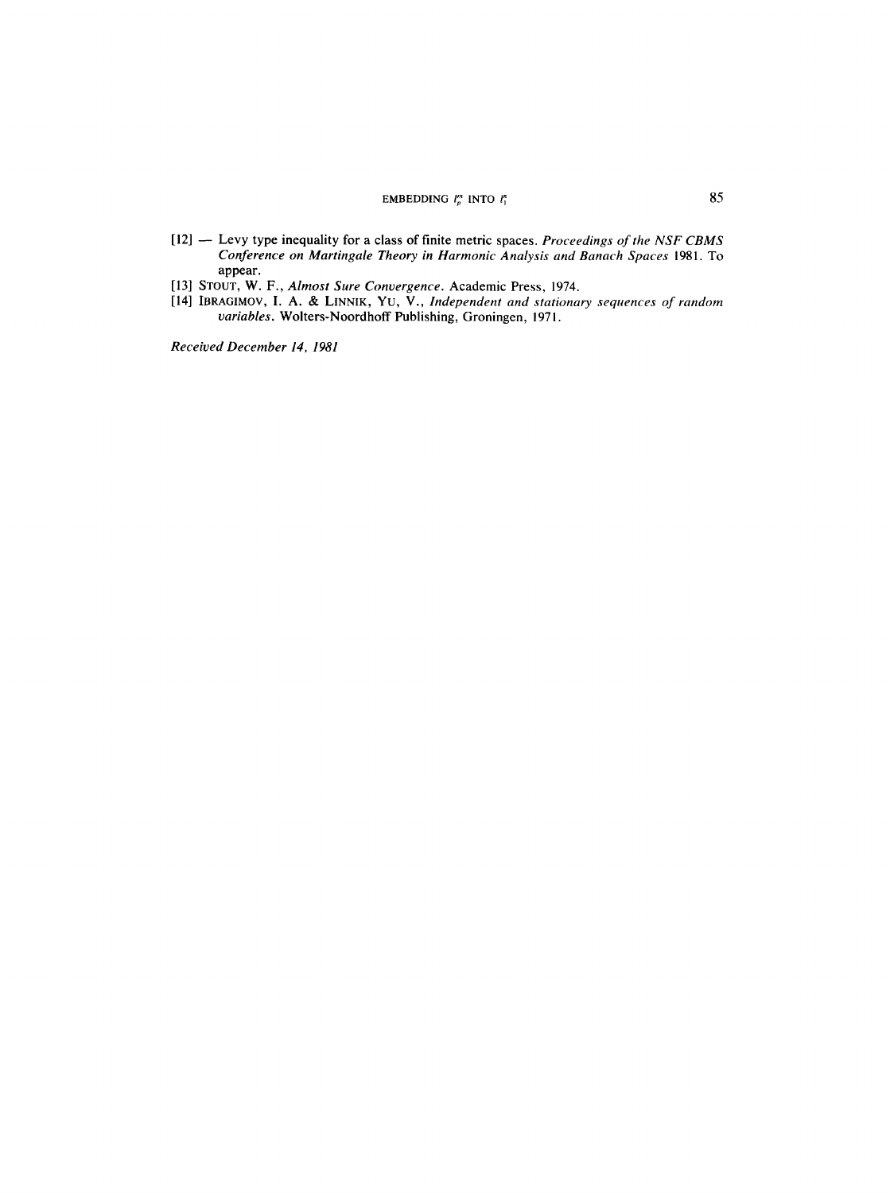[12] — Levy type inequality for a class of finite metric spaces. *Proceedings of the NSF CBMS Conference on Martingale Theory in Harmonic Analysis and Banach Spaces* 1981. To appear.

[13] STOUT, W. F., *Almost Sure Convergence*. Academic Press, 1974.

[14] IBRAGIMOV, I. A. & LINNIK, YU, V., *Independent and stationary sequences of random variables*. Wolters-Noordhoff Publishing, Groningen, 1971.

*Received December 14, 1981*